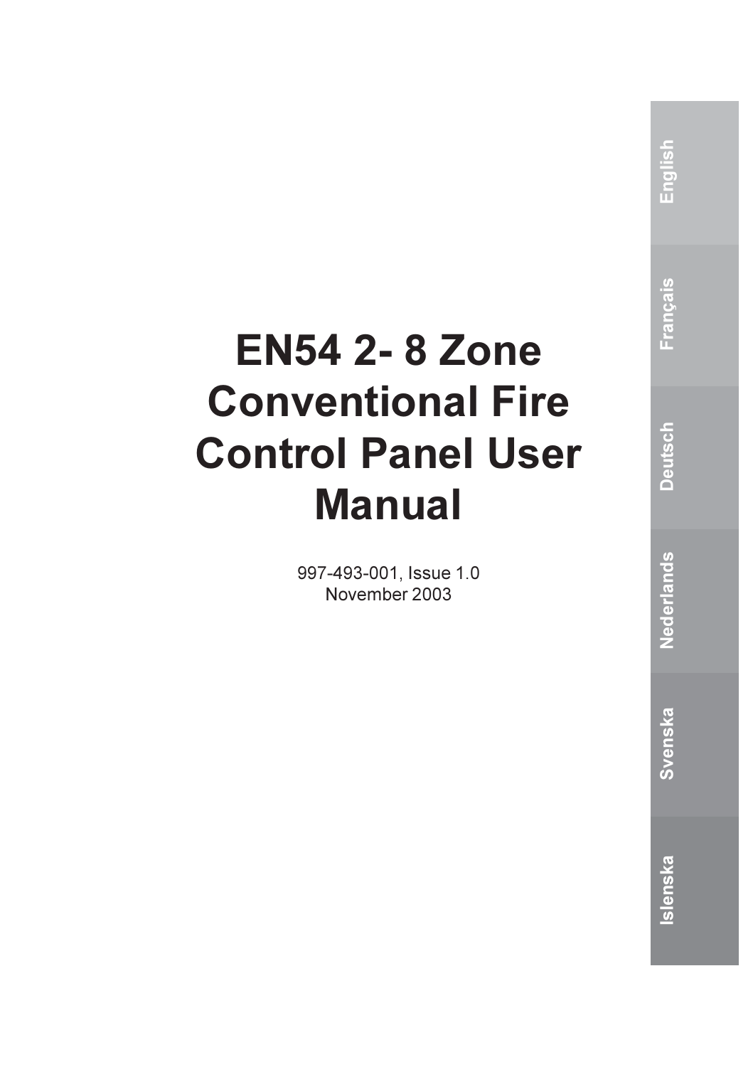# EN54 2- 8 Zone Conventional Fire Control Panel User Manual

997-493-001, Issue 1.0
November 2003

English

Français

Deutsch

Nederlands

Svenska

Islenska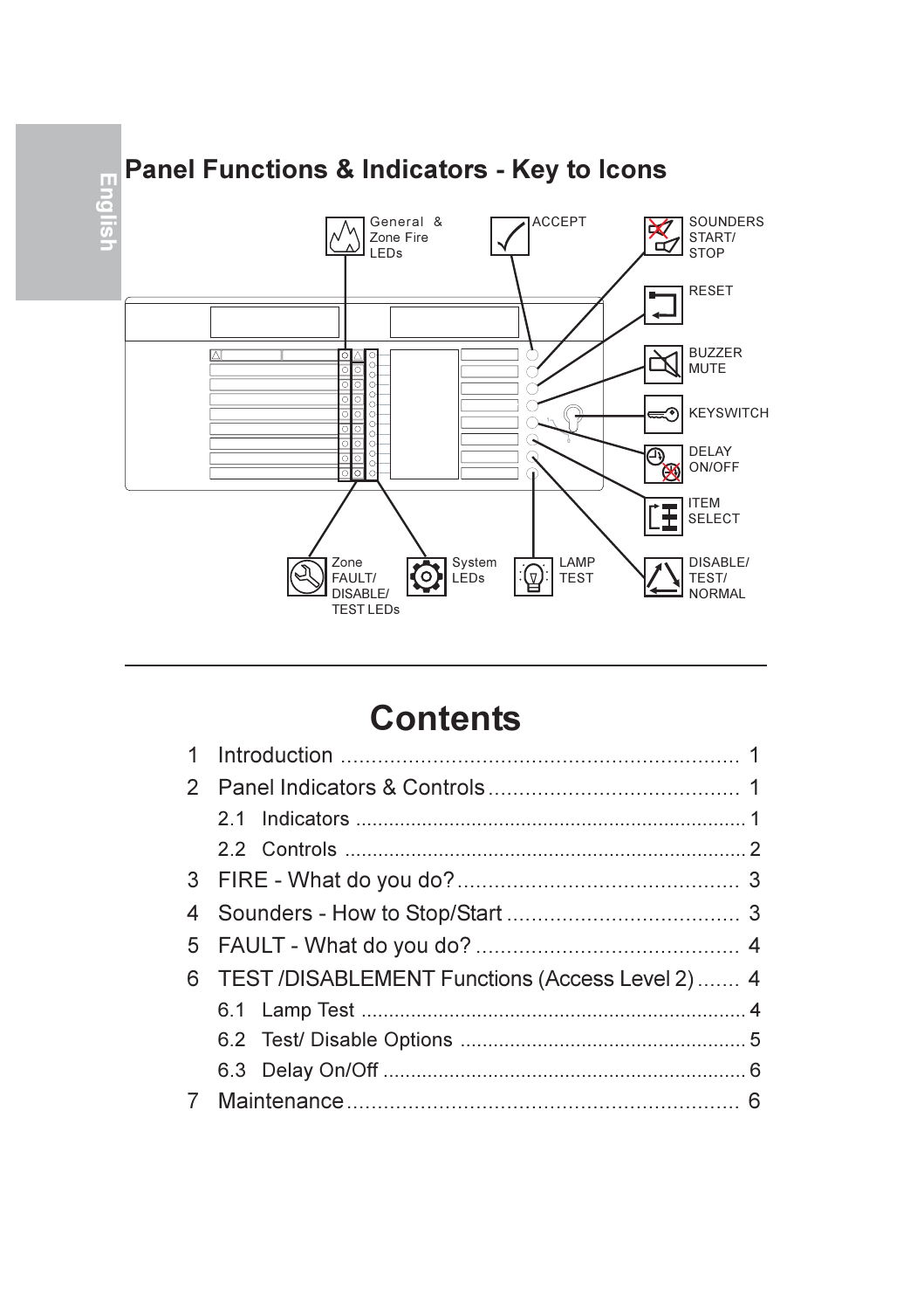## Panel Functions & Indicators - Key to Icons

General & Zone Fire LEDs

ACCEPT

SOUNDERS START/ STOP

RESET

BUZZER MUTE

KEYSWITCH

DELAY ON/OFF

ITEM SELECT

DISABLE/ TEST/ NORMAL

LAMP TEST

System LEDs

Zone FAULT/ DISABLE/ TEST LEDs

---

# Contents

1 Introduction ........ 1

2 Panel Indicators & Controls ........ 1

- 2.1 Indicators ........ 1
- 2.2 Controls ........ 2

3 FIRE - What do you do? ........ 3

4 Sounders - How to Stop/Start ........ 3

5 FAULT - What do you do? ........ 4

6 TEST /DISABLEMENT Functions (Access Level 2) ........ 4

- 6.1 Lamp Test ........ 4
- 6.2 Test/ Disable Options ........ 5
- 6.3 Delay On/Off ........ 6

7 Maintenance ........ 6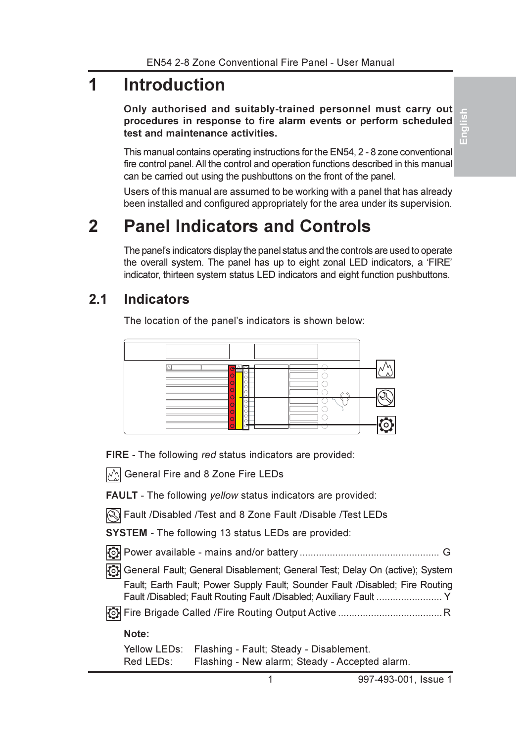# 1 Introduction

**Only authorised and suitably-trained personnel must carry out procedures in response to fire alarm events or perform scheduled test and maintenance activities.**

This manual contains operating instructions for the EN54, 2 - 8 zone conventional fire control panel. All the control and operation functions described in this manual can be carried out using the pushbuttons on the front of the panel.

Users of this manual are assumed to be working with a panel that has already been installed and configured appropriately for the area under its supervision.

# 2 Panel Indicators and Controls

The panel's indicators display the panel status and the controls are used to operate the overall system. The panel has up to eight zonal LED indicators, a 'FIRE' indicator, thirteen system status LED indicators and eight function pushbuttons.

## 2.1 Indicators

The location of the panel's indicators is shown below:

**FIRE** - The following *red* status indicators are provided:

General Fire and 8 Zone Fire LEDs

**FAULT** - The following *yellow* status indicators are provided:

Fault /Disabled /Test and 8 Zone Fault /Disable /Test LEDs

**SYSTEM** - The following 13 status LEDs are provided:

- Power available - mains and/or battery .................................................. G
- General Fault; General Disablement; General Test; Delay On (active); System Fault; Earth Fault; Power Supply Fault; Sounder Fault /Disabled; Fire Routing Fault /Disabled; Fault Routing Fault /Disabled; Auxiliary Fault ........................ Y
- Fire Brigade Called /Fire Routing Output Active ..................................... R

**Note:**

Yellow LEDs: Flashing - Fault; Steady - Disablement.
Red LEDs: Flashing - New alarm; Steady - Accepted alarm.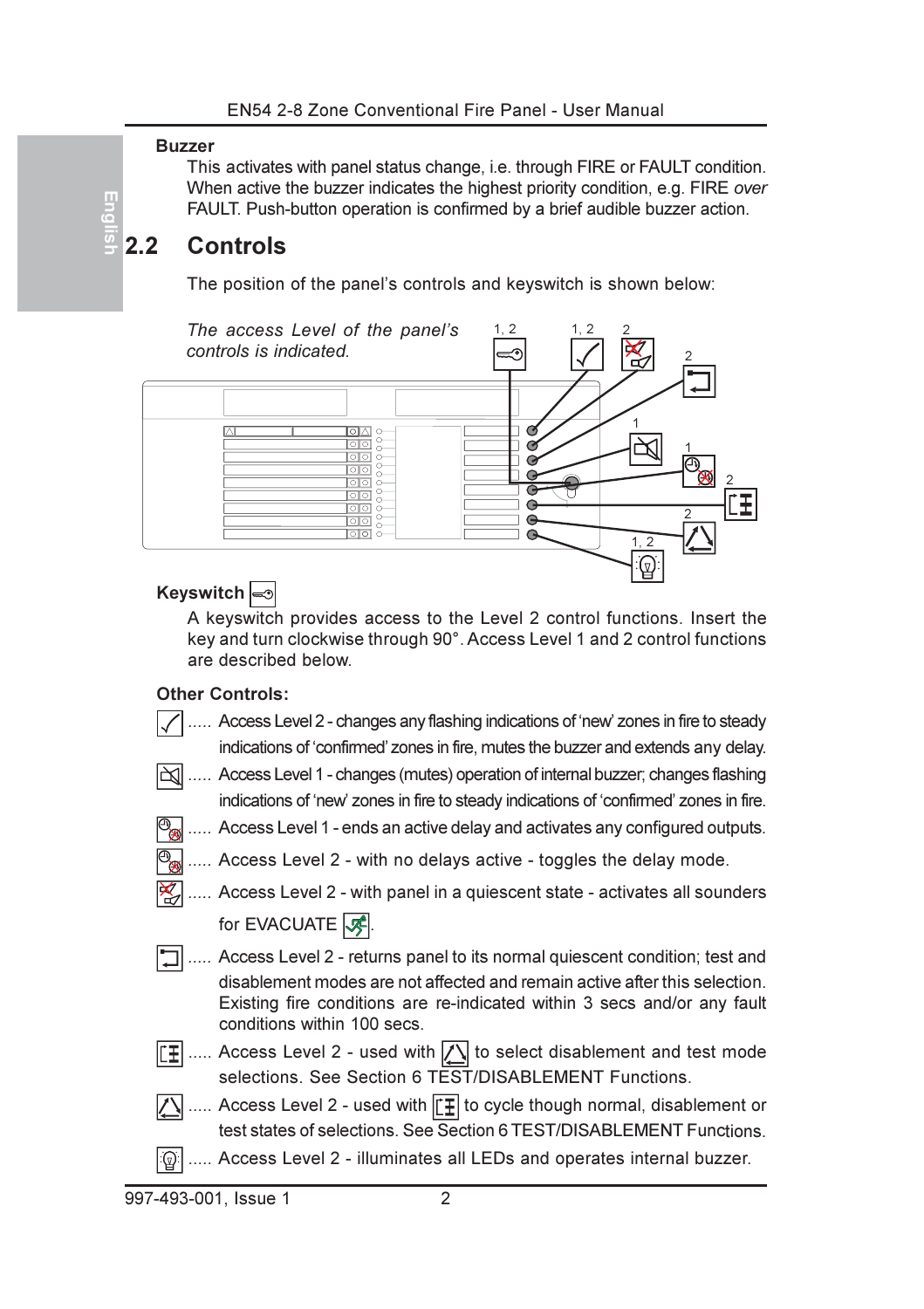**Buzzer**

This activates with panel status change, i.e. through FIRE or FAULT condition. When active the buzzer indicates the highest priority condition, e.g. FIRE *over* FAULT. Push-button operation is confirmed by a brief audible buzzer action.

## 2.2 Controls

The position of the panel's controls and keyswitch is shown below:

*The access Level of the panel's controls is indicated.*

**Keyswitch**

A keyswitch provides access to the Level 2 control functions. Insert the key and turn clockwise through 90°. Access Level 1 and 2 control functions are described below.

**Other Controls:**

- ..... Access Level 2 - changes any flashing indications of 'new' zones in fire to steady indications of 'confirmed' zones in fire, mutes the buzzer and extends any delay.
- ..... Access Level 1 - changes (mutes) operation of internal buzzer; changes flashing indications of 'new' zones in fire to steady indications of 'confirmed' zones in fire.
- ..... Access Level 1 - ends an active delay and activates any configured outputs.
- ..... Access Level 2 - with no delays active - toggles the delay mode.
- ..... Access Level 2 - with panel in a quiescent state - activates all sounders for EVACUATE.
- ..... Access Level 2 - returns panel to its normal quiescent condition; test and disablement modes are not affected and remain active after this selection. Existing fire conditions are re-indicated within 3 secs and/or any fault conditions within 100 secs.
- ..... Access Level 2 - used with the select button to select disablement and test mode selections. See Section 6 TEST/DISABLEMENT Functions.
- ..... Access Level 2 - used with the disable/test button to cycle though normal, disablement or test states of selections. See Section 6 TEST/DISABLEMENT Functions.
- ..... Access Level 2 - illuminates all LEDs and operates internal buzzer.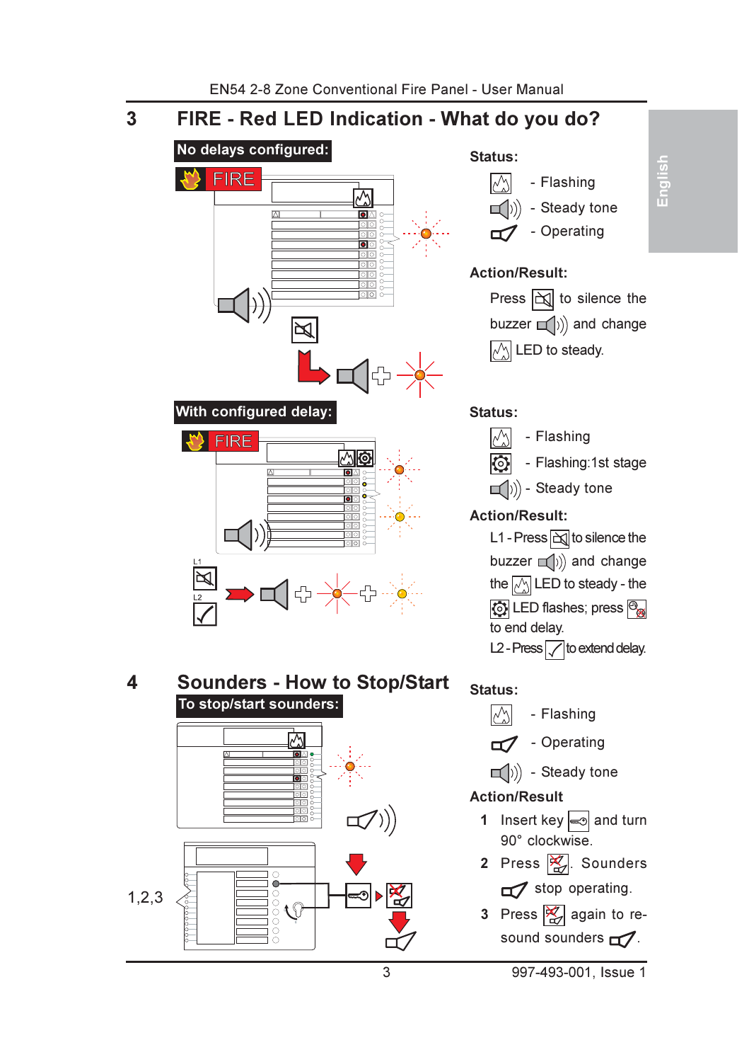## 3 FIRE - Red LED Indication - What do you do?

**No delays configured:**

FIRE

**Status:**

- Flashing
- Steady tone
- Operating

**Action/Result:**

Press to silence the buzzer and change LED to steady.

**With configured delay:**

FIRE

L1

L2

**Status:**

- Flashing
- Flashing:1st stage
- Steady tone

**Action/Result:**

L1 - Press to silence the buzzer and change the LED to steady - the LED flashes; press to end delay.

L2 - Press to extend delay.

## 4 Sounders - How to Stop/Start

**To stop/start sounders:**

1,2,3

**Status:**

- Flashing
- Operating
- Steady tone

**Action/Result**

1. Insert key and turn 90° clockwise.
2. Press . Sounders stop operating.
3. Press again to re-sound sounders .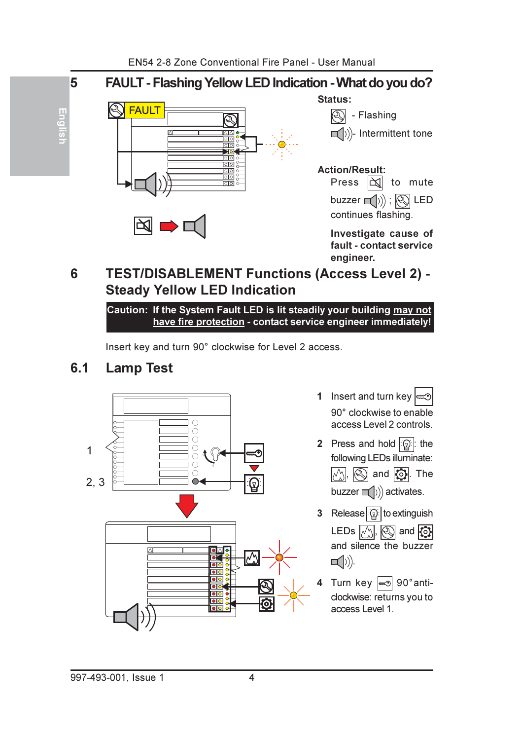## 5 FAULT - Flashing Yellow LED Indication - What do you do?

**Status:**

- Flashing

- Intermittent tone

**Action/Result:**

Press to mute buzzer ; LED continues flashing.

**Investigate cause of fault - contact service engineer.**

## 6 TEST/DISABLEMENT Functions (Access Level 2) - Steady Yellow LED Indication

**Caution: If the System Fault LED is lit steadily your building <u>may not have fire protection</u> - contact service engineer immediately!**

Insert key and turn 90° clockwise for Level 2 access.

### 6.1 Lamp Test

1 Insert and turn key 90° clockwise to enable access Level 2 controls.

2 Press and hold : the following LEDs illuminate: , and . The buzzer activates.

3 Release to extinguish LEDs , and and silence the buzzer .

4 Turn key 90° anti-clockwise: returns you to access Level 1.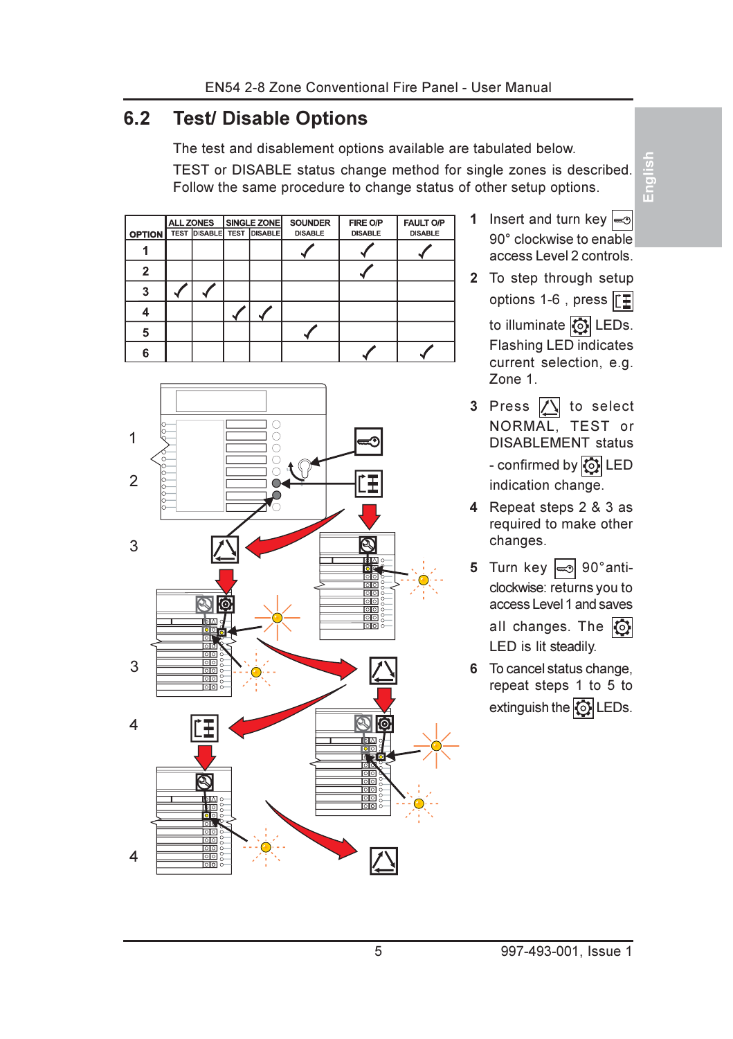## 6.2 Test/ Disable Options

The test and disablement options available are tabulated below.

TEST or DISABLE status change method for single zones is described. Follow the same procedure to change status of other setup options.

| OPTION | ALL ZONES TEST | ALL ZONES DISABLE | SINGLE ZONE TEST | SINGLE ZONE DISABLE | SOUNDER DISABLE | FIRE O/P DISABLE | FAULT O/P DISABLE |
|---|---|---|---|---|---|---|---|
| 1 | | | | | ✓ | ✓ | ✓ |
| 2 | | | | | | ✓ | |
| 3 | ✓ | ✓ | | | | | |
| 4 | | | ✓ | ✓ | | | |
| 5 | | | | | ✓ | | |
| 6 | | | | | | ✓ | ✓ |

1. Insert and turn key 90° clockwise to enable access Level 2 controls.
2. To step through setup options 1-6 , press [button] to illuminate [LED] LEDs. Flashing LED indicates current selection, e.g. Zone 1.
3. Press [button] to select NORMAL, TEST or DISABLEMENT status - confirmed by [LED] LED indication change.
4. Repeat steps 2 & 3 as required to make other changes.
5. Turn key 90°anti-clockwise: returns you to access Level 1 and saves all changes. The [LED] LED is lit steadily.
6. To cancel status change, repeat steps 1 to 5 to extinguish the [LED] LEDs.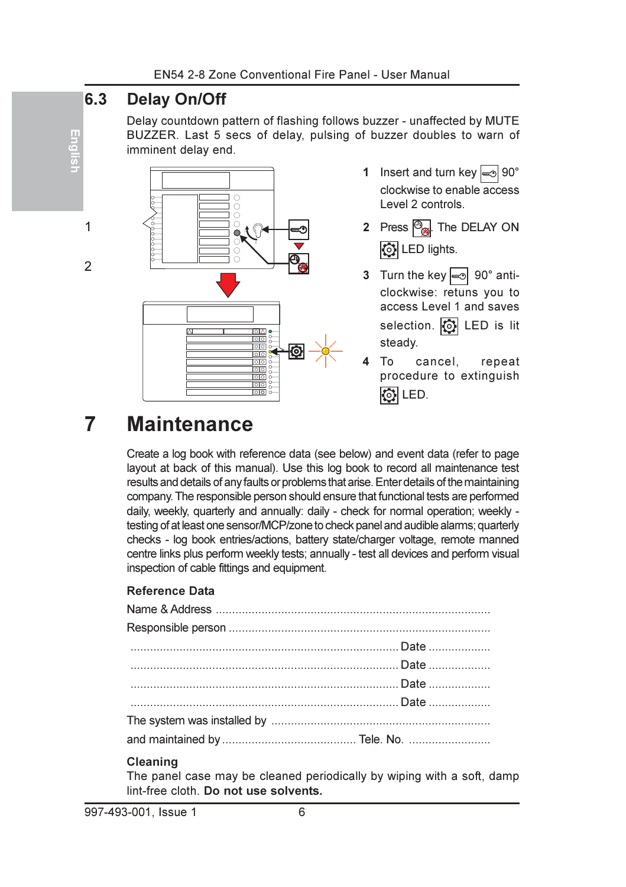## 6.3 Delay On/Off

Delay countdown pattern of flashing follows buzzer - unaffected by MUTE BUZZER. Last 5 secs of delay, pulsing of buzzer doubles to warn of imminent delay end.

1 Insert and turn key 90° clockwise to enable access Level 2 controls.

2 Press . The DELAY ON LED lights.

3 Turn the key 90° anti-clockwise: retuns you to access Level 1 and saves selection. LED is lit steady.

4 To cancel, repeat procedure to extinguish LED.

# 7 Maintenance

Create a log book with reference data (see below) and event data (refer to page layout at back of this manual). Use this log book to record all maintenance test results and details of any faults or problems that arise. Enter details of the maintaining company. The responsible person should ensure that functional tests are performed daily, weekly, quarterly and annually: daily - check for normal operation; weekly - testing of at least one sensor/MCP/zone to check panel and audible alarms; quarterly checks - log book entries/actions, battery state/charger voltage, remote manned centre links plus perform weekly tests; annually - test all devices and perform visual inspection of cable fittings and equipment.

### Reference Data

Name & Address ..................................................................................

Responsible person ...............................................................................

................................................................................. Date ...................

................................................................................. Date ...................

................................................................................. Date ...................

................................................................................. Date ...................

The system was installed by ..................................................................

and maintained by ........................................ Tele. No. .........................

### Cleaning

The panel case may be cleaned periodically by wiping with a soft, damp lint-free cloth. **Do not use solvents.**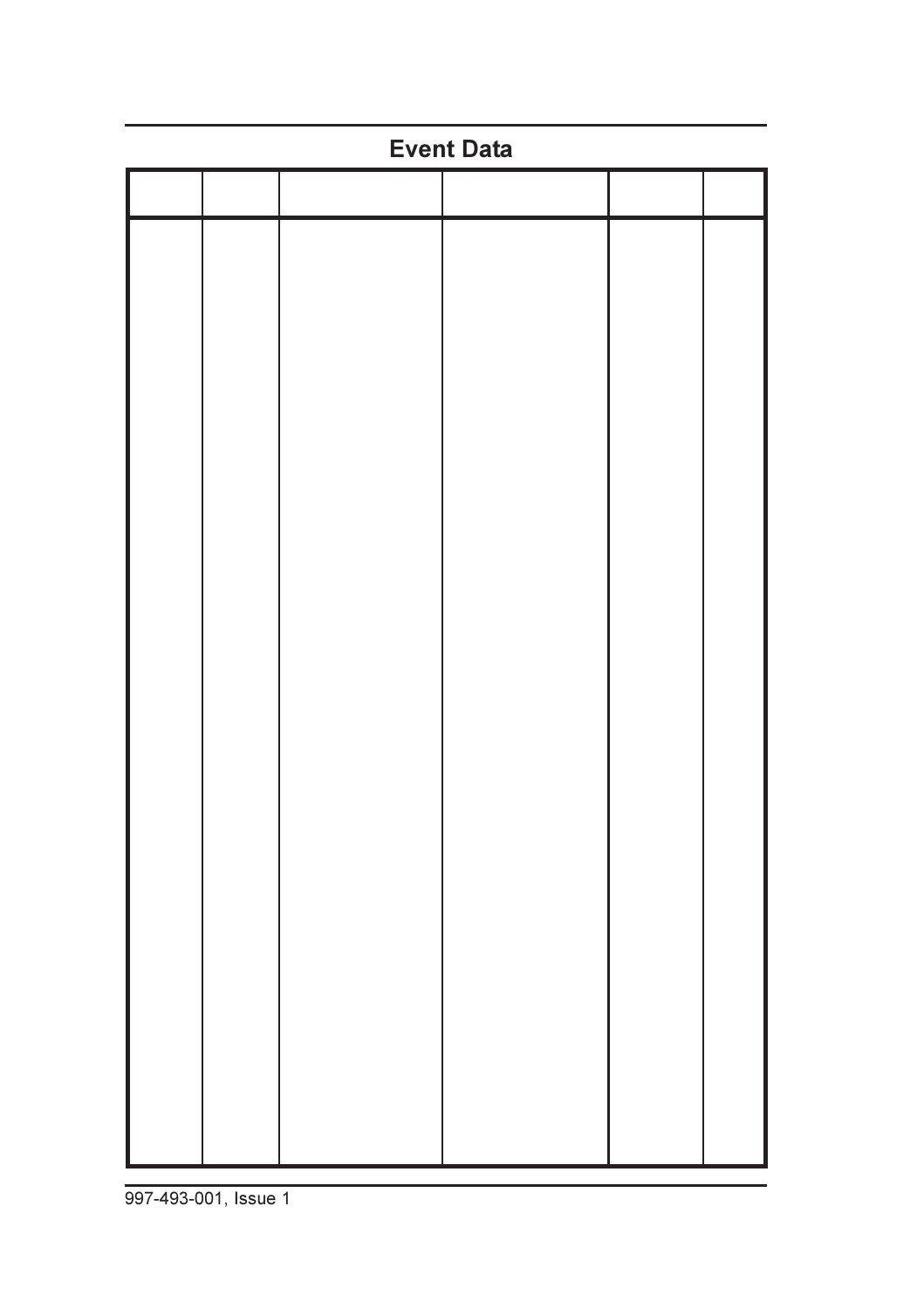## Event Data

| | | | | | |
|---|---|---|---|---|---|
| | | | | | |